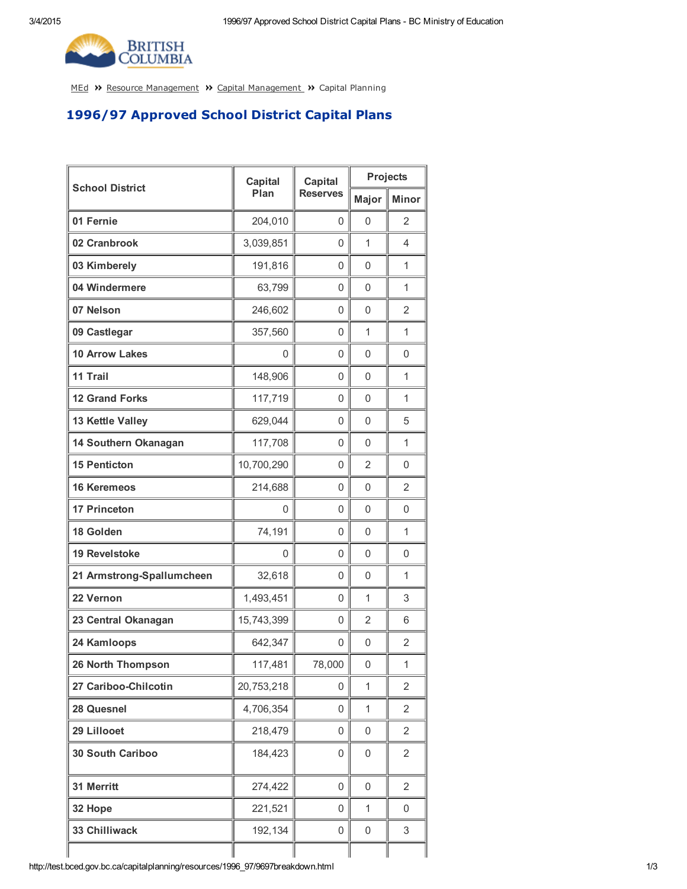MEd » Resource Management » Capital Management » Capital Planning

# 1996/97 Approved School District Capital Plans

| School District | Capital Plan | Capital Reserves | Projects | |
|---|---|---|---|---|
| | | | Major | Minor |
| 01 Fernie | 204,010 | 0 | 0 | 2 |
| 02 Cranbrook | 3,039,851 | 0 | 1 | 4 |
| 03 Kimberely | 191,816 | 0 | 0 | 1 |
| 04 Windermere | 63,799 | 0 | 0 | 1 |
| 07 Nelson | 246,602 | 0 | 0 | 2 |
| 09 Castlegar | 357,560 | 0 | 1 | 1 |
| 10 Arrow Lakes | 0 | 0 | 0 | 0 |
| 11 Trail | 148,906 | 0 | 0 | 1 |
| 12 Grand Forks | 117,719 | 0 | 0 | 1 |
| 13 Kettle Valley | 629,044 | 0 | 0 | 5 |
| 14 Southern Okanagan | 117,708 | 0 | 0 | 1 |
| 15 Penticton | 10,700,290 | 0 | 2 | 0 |
| 16 Keremeos | 214,688 | 0 | 0 | 2 |
| 17 Princeton | 0 | 0 | 0 | 0 |
| 18 Golden | 74,191 | 0 | 0 | 1 |
| 19 Revelstoke | 0 | 0 | 0 | 0 |
| 21 Armstrong-Spallumcheen | 32,618 | 0 | 0 | 1 |
| 22 Vernon | 1,493,451 | 0 | 1 | 3 |
| 23 Central Okanagan | 15,743,399 | 0 | 2 | 6 |
| 24 Kamloops | 642,347 | 0 | 0 | 2 |
| 26 North Thompson | 117,481 | 78,000 | 0 | 1 |
| 27 Cariboo-Chilcotin | 20,753,218 | 0 | 1 | 2 |
| 28 Quesnel | 4,706,354 | 0 | 1 | 2 |
| 29 Lillooet | 218,479 | 0 | 0 | 2 |
| 30 South Cariboo | 184,423 | 0 | 0 | 2 |
| 31 Merritt | 274,422 | 0 | 0 | 2 |
| 32 Hope | 221,521 | 0 | 1 | 0 |
| 33 Chilliwack | 192,134 | 0 | 0 | 3 |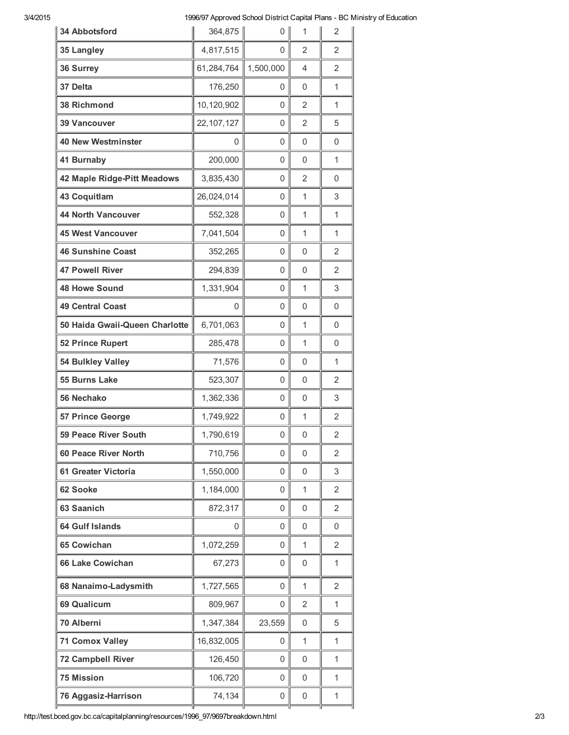| | | | | |
|---|---|---|---|---|
| **34 Abbotsford** | 364,875 | 0 | 1 | 2 |
| **35 Langley** | 4,817,515 | 0 | 2 | 2 |
| **36 Surrey** | 61,284,764 | 1,500,000 | 4 | 2 |
| **37 Delta** | 176,250 | 0 | 0 | 1 |
| **38 Richmond** | 10,120,902 | 0 | 2 | 1 |
| **39 Vancouver** | 22,107,127 | 0 | 2 | 5 |
| **40 New Westminster** | 0 | 0 | 0 | 0 |
| **41 Burnaby** | 200,000 | 0 | 0 | 1 |
| **42 Maple Ridge-Pitt Meadows** | 3,835,430 | 0 | 2 | 0 |
| **43 Coquitlam** | 26,024,014 | 0 | 1 | 3 |
| **44 North Vancouver** | 552,328 | 0 | 1 | 1 |
| **45 West Vancouver** | 7,041,504 | 0 | 1 | 1 |
| **46 Sunshine Coast** | 352,265 | 0 | 0 | 2 |
| **47 Powell River** | 294,839 | 0 | 0 | 2 |
| **48 Howe Sound** | 1,331,904 | 0 | 1 | 3 |
| **49 Central Coast** | 0 | 0 | 0 | 0 |
| **50 Haida Gwaii-Queen Charlotte** | 6,701,063 | 0 | 1 | 0 |
| **52 Prince Rupert** | 285,478 | 0 | 1 | 0 |
| **54 Bulkley Valley** | 71,576 | 0 | 0 | 1 |
| **55 Burns Lake** | 523,307 | 0 | 0 | 2 |
| **56 Nechako** | 1,362,336 | 0 | 0 | 3 |
| **57 Prince George** | 1,749,922 | 0 | 1 | 2 |
| **59 Peace River South** | 1,790,619 | 0 | 0 | 2 |
| **60 Peace River North** | 710,756 | 0 | 0 | 2 |
| **61 Greater Victoria** | 1,550,000 | 0 | 0 | 3 |
| **62 Sooke** | 1,184,000 | 0 | 1 | 2 |
| **63 Saanich** | 872,317 | 0 | 0 | 2 |
| **64 Gulf Islands** | 0 | 0 | 0 | 0 |
| **65 Cowichan** | 1,072,259 | 0 | 1 | 2 |
| **66 Lake Cowichan** | 67,273 | 0 | 0 | 1 |
| **68 Nanaimo-Ladysmith** | 1,727,565 | 0 | 1 | 2 |
| **69 Qualicum** | 809,967 | 0 | 2 | 1 |
| **70 Alberni** | 1,347,384 | 23,559 | 0 | 5 |
| **71 Comox Valley** | 16,832,005 | 0 | 1 | 1 |
| **72 Campbell River** | 126,450 | 0 | 0 | 1 |
| **75 Mission** | 106,720 | 0 | 0 | 1 |
| **76 Aggasiz-Harrison** | 74,134 | 0 | 0 | 1 |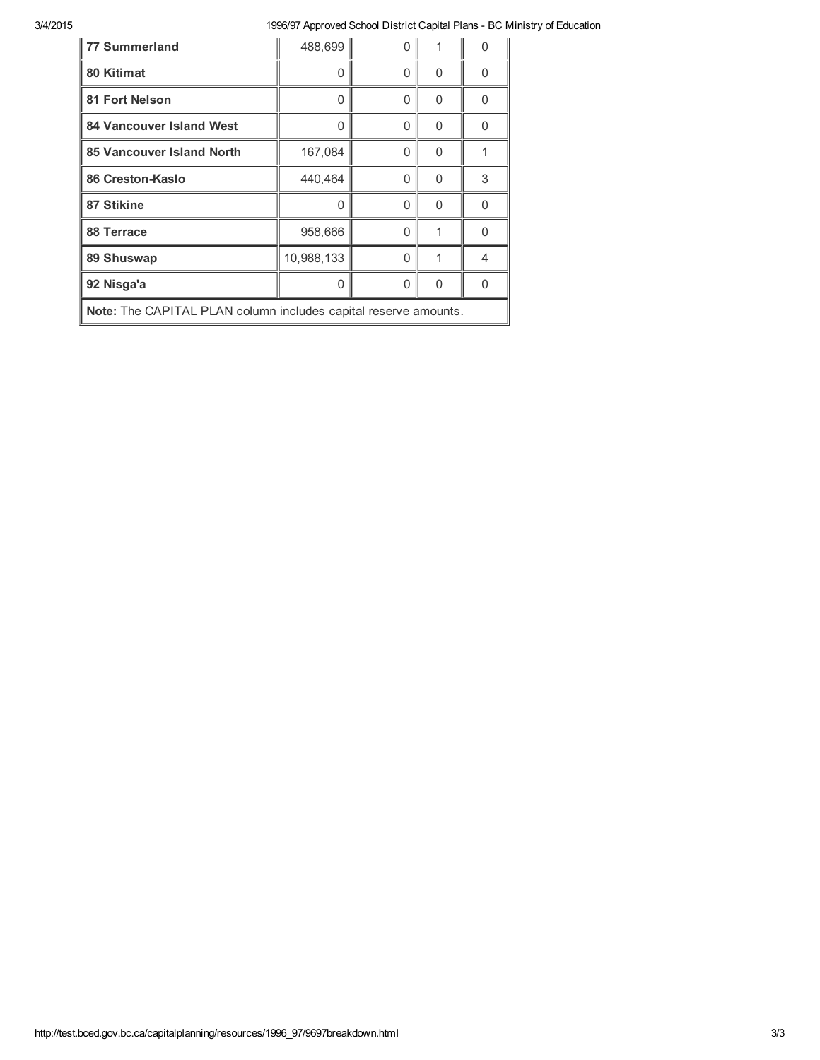| | | | | |
|---|---|---|---|---|
| **77 Summerland** | 488,699 | 0 | 1 | 0 |
| **80 Kitimat** | 0 | 0 | 0 | 0 |
| **81 Fort Nelson** | 0 | 0 | 0 | 0 |
| **84 Vancouver Island West** | 0 | 0 | 0 | 0 |
| **85 Vancouver Island North** | 167,084 | 0 | 0 | 1 |
| **86 Creston-Kaslo** | 440,464 | 0 | 0 | 3 |
| **87 Stikine** | 0 | 0 | 0 | 0 |
| **88 Terrace** | 958,666 | 0 | 1 | 0 |
| **89 Shuswap** | 10,988,133 | 0 | 1 | 4 |
| **92 Nisga'a** | 0 | 0 | 0 | 0 |

**Note:** The CAPITAL PLAN column includes capital reserve amounts.